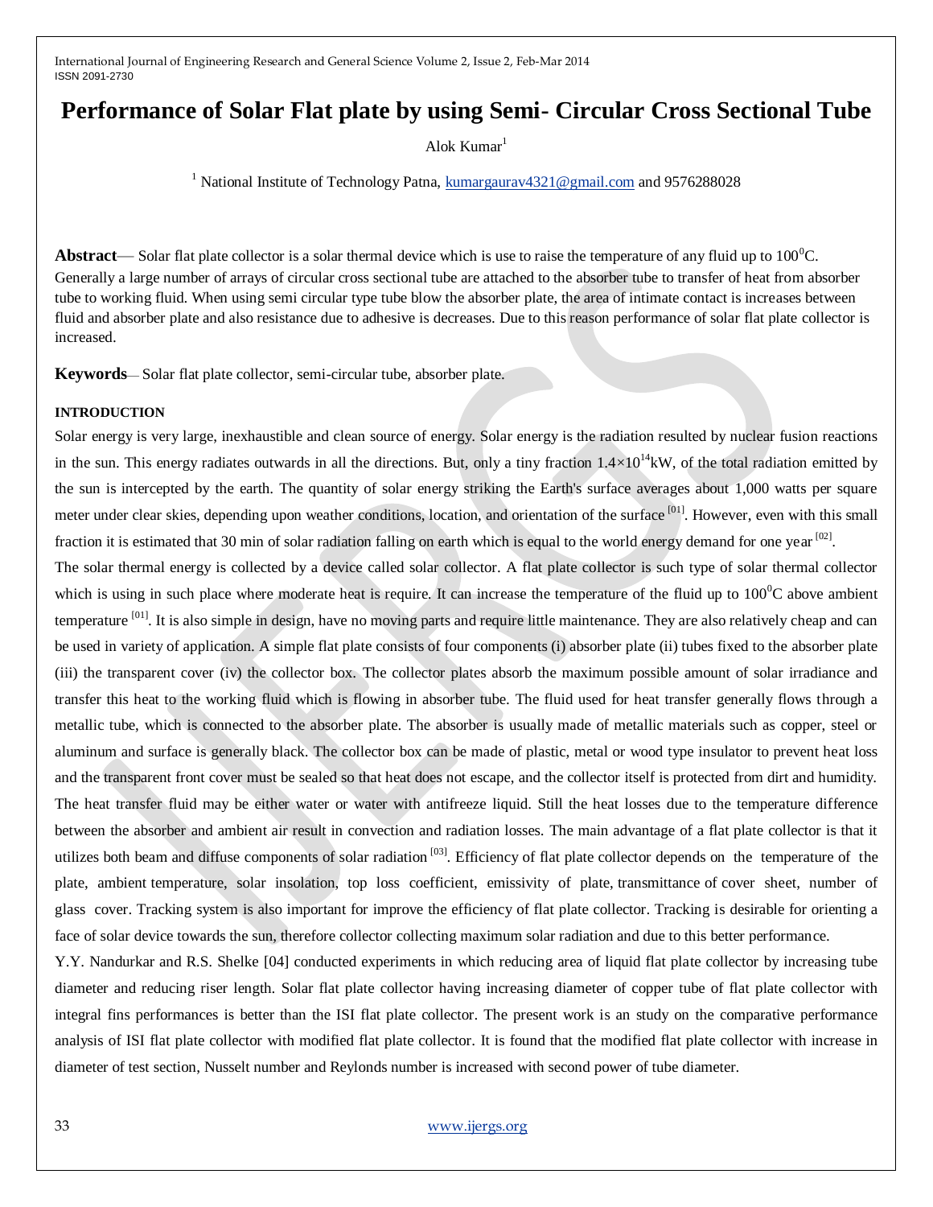# Performance of Solar Flat plate by using Semi- Circular Cross Sectional Tube

Alok Kumar[1]

[1] National Institute of Technology Patna, kumargaurav4321@gmail.com and 9576288028

**Abstract**— Solar flat plate collector is a solar thermal device which is use to raise the temperature of any fluid up to $100^0$C. Generally a large number of arrays of circular cross sectional tube are attached to the absorber tube to transfer of heat from absorber tube to working fluid. When using semi circular type tube blow the absorber plate, the area of intimate contact is increases between fluid and absorber plate and also resistance due to adhesive is decreases. Due to this reason performance of solar flat plate collector is increased.

**Keywords**— Solar flat plate collector, semi-circular tube, absorber plate.

## INTRODUCTION

Solar energy is very large, inexhaustible and clean source of energy. Solar energy is the radiation resulted by nuclear fusion reactions in the sun. This energy radiates outwards in all the directions. But, only a tiny fraction $1.4\times10^{14}$kW, of the total radiation emitted by the sun is intercepted by the earth. The quantity of solar energy striking the Earth's surface averages about 1,000 watts per square meter under clear skies, depending upon weather conditions, location, and orientation of the surface [01]. However, even with this small fraction it is estimated that 30 min of solar radiation falling on earth which is equal to the world energy demand for one year [02].

The solar thermal energy is collected by a device called solar collector. A flat plate collector is such type of solar thermal collector which is using in such place where moderate heat is require. It can increase the temperature of the fluid up to $100^0$C above ambient temperature [01]. It is also simple in design, have no moving parts and require little maintenance. They are also relatively cheap and can be used in variety of application. A simple flat plate consists of four components (i) absorber plate (ii) tubes fixed to the absorber plate (iii) the transparent cover (iv) the collector box. The collector plates absorb the maximum possible amount of solar irradiance and transfer this heat to the working fluid which is flowing in absorber tube. The fluid used for heat transfer generally flows through a metallic tube, which is connected to the absorber plate. The absorber is usually made of metallic materials such as copper, steel or aluminum and surface is generally black. The collector box can be made of plastic, metal or wood type insulator to prevent heat loss and the transparent front cover must be sealed so that heat does not escape, and the collector itself is protected from dirt and humidity. The heat transfer fluid may be either water or water with antifreeze liquid. Still the heat losses due to the temperature difference between the absorber and ambient air result in convection and radiation losses. The main advantage of a flat plate collector is that it utilizes both beam and diffuse components of solar radiation [03]. Efficiency of flat plate collector depends on the temperature of the plate, ambient temperature, solar insolation, top loss coefficient, emissivity of plate, transmittance of cover sheet, number of glass cover. Tracking system is also important for improve the efficiency of flat plate collector. Tracking is desirable for orienting a face of solar device towards the sun, therefore collector collecting maximum solar radiation and due to this better performance.

Y.Y. Nandurkar and R.S. Shelke [04] conducted experiments in which reducing area of liquid flat plate collector by increasing tube diameter and reducing riser length. Solar flat plate collector having increasing diameter of copper tube of flat plate collector with integral fins performances is better than the ISI flat plate collector. The present work is an study on the comparative performance analysis of ISI flat plate collector with modified flat plate collector. It is found that the modified flat plate collector with increase in diameter of test section, Nusselt number and Reylonds number is increased with second power of tube diameter.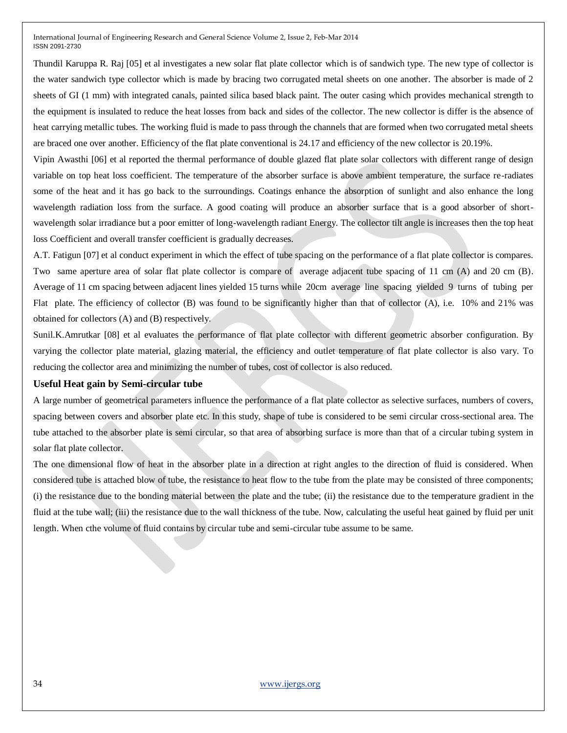Thundil Karuppa R. Raj [05] et al investigates a new solar flat plate collector which is of sandwich type. The new type of collector is the water sandwich type collector which is made by bracing two corrugated metal sheets on one another. The absorber is made of 2 sheets of GI (1 mm) with integrated canals, painted silica based black paint. The outer casing which provides mechanical strength to the equipment is insulated to reduce the heat losses from back and sides of the collector. The new collector is differ is the absence of heat carrying metallic tubes. The working fluid is made to pass through the channels that are formed when two corrugated metal sheets are braced one over another. Efficiency of the flat plate conventional is 24.17 and efficiency of the new collector is 20.19%.

Vipin Awasthi [06] et al reported the thermal performance of double glazed flat plate solar collectors with different range of design variable on top heat loss coefficient. The temperature of the absorber surface is above ambient temperature, the surface re-radiates some of the heat and it has go back to the surroundings. Coatings enhance the absorption of sunlight and also enhance the long wavelength radiation loss from the surface. A good coating will produce an absorber surface that is a good absorber of short-wavelength solar irradiance but a poor emitter of long-wavelength radiant Energy. The collector tilt angle is increases then the top heat loss Coefficient and overall transfer coefficient is gradually decreases.

A.T. Fatigun [07] et al conduct experiment in which the effect of tube spacing on the performance of a flat plate collector is compares. Two same aperture area of solar flat plate collector is compare of average adjacent tube spacing of 11 cm (A) and 20 cm (B). Average of 11 cm spacing between adjacent lines yielded 15 turns while 20cm average line spacing yielded 9 turns of tubing per Flat plate. The efficiency of collector (B) was found to be significantly higher than that of collector (A), i.e. 10% and 21% was obtained for collectors (A) and (B) respectively.

Sunil.K.Amrutkar [08] et al evaluates the performance of flat plate collector with different geometric absorber configuration. By varying the collector plate material, glazing material, the efficiency and outlet temperature of flat plate collector is also vary. To reducing the collector area and minimizing the number of tubes, cost of collector is also reduced.

## Useful Heat gain by Semi-circular tube

A large number of geometrical parameters influence the performance of a flat plate collector as selective surfaces, numbers of covers, spacing between covers and absorber plate etc. In this study, shape of tube is considered to be semi circular cross-sectional area. The tube attached to the absorber plate is semi circular, so that area of absorbing surface is more than that of a circular tubing system in solar flat plate collector.

The one dimensional flow of heat in the absorber plate in a direction at right angles to the direction of fluid is considered. When considered tube is attached blow of tube, the resistance to heat flow to the tube from the plate may be consisted of three components; (i) the resistance due to the bonding material between the plate and the tube; (ii) the resistance due to the temperature gradient in the fluid at the tube wall; (iii) the resistance due to the wall thickness of the tube. Now, calculating the useful heat gained by fluid per unit length. When cthe volume of fluid contains by circular tube and semi-circular tube assume to be same.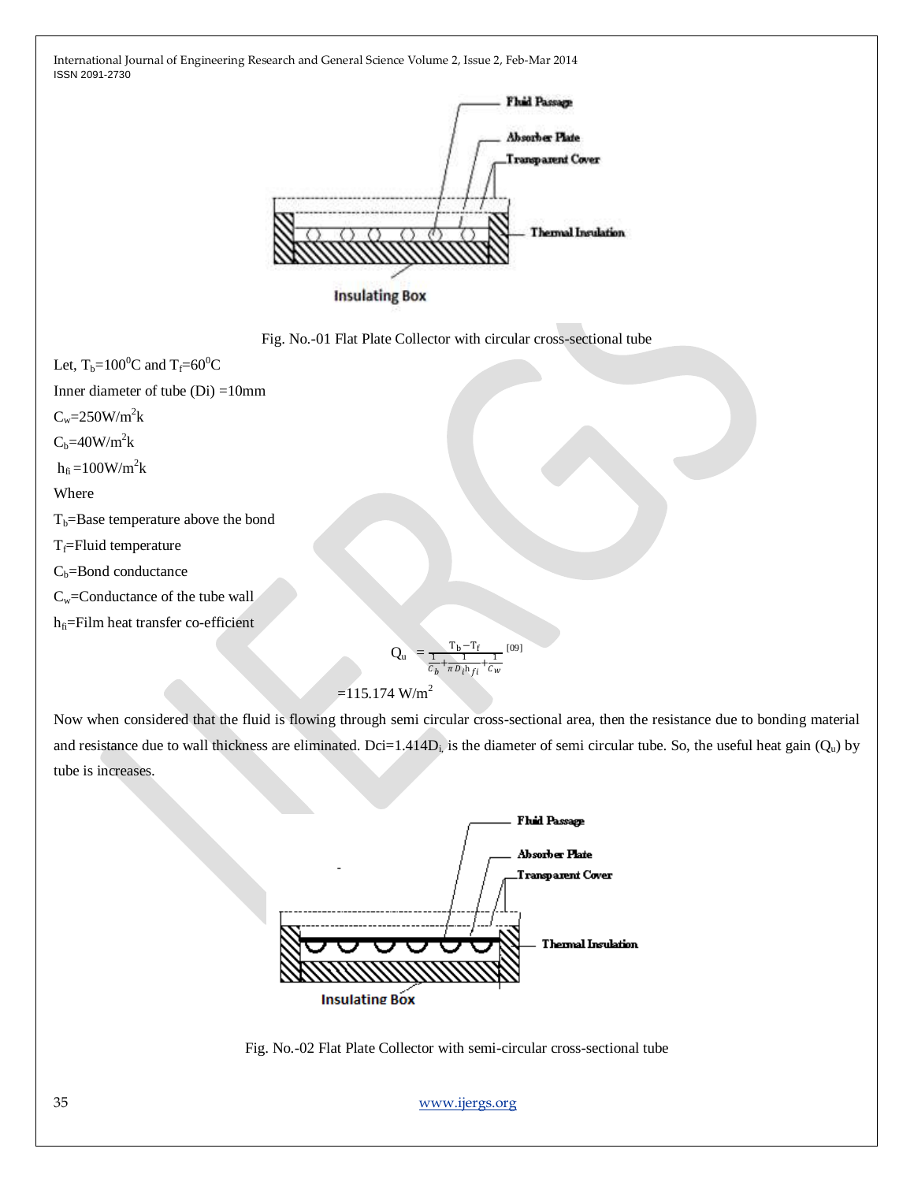Fig. No.-01 Flat Plate Collector with circular cross-sectional tube

Let, $T_b=100^0C$ and $T_f=60^0C$

Inner diameter of tube (Di) =10mm

$C_w=250W/m^2k$

$C_b=40W/m^2k$

$h_{fi}=100W/m^2k$

Where

$T_b$=Base temperature above the bond

$T_f$=Fluid temperature

$C_b$=Bond conductance

$C_w$=Conductance of the tube wall

$h_{fi}$=Film heat transfer co-efficient

$$Q_u = \frac{T_b - T_f}{\frac{1}{C_b} + \frac{1}{\pi D_i h_{fi}} + \frac{1}{C_w}} \text{ [09]}$$

$=115.174 \text{ W/m}^2$

Now when considered that the fluid is flowing through semi circular cross-sectional area, then the resistance due to bonding material and resistance due to wall thickness are eliminated. $D_{ci}=1.414D_i$ is the diameter of semi circular tube. So, the useful heat gain ($Q_u$) by tube is increases.

Fig. No.-02 Flat Plate Collector with semi-circular cross-sectional tube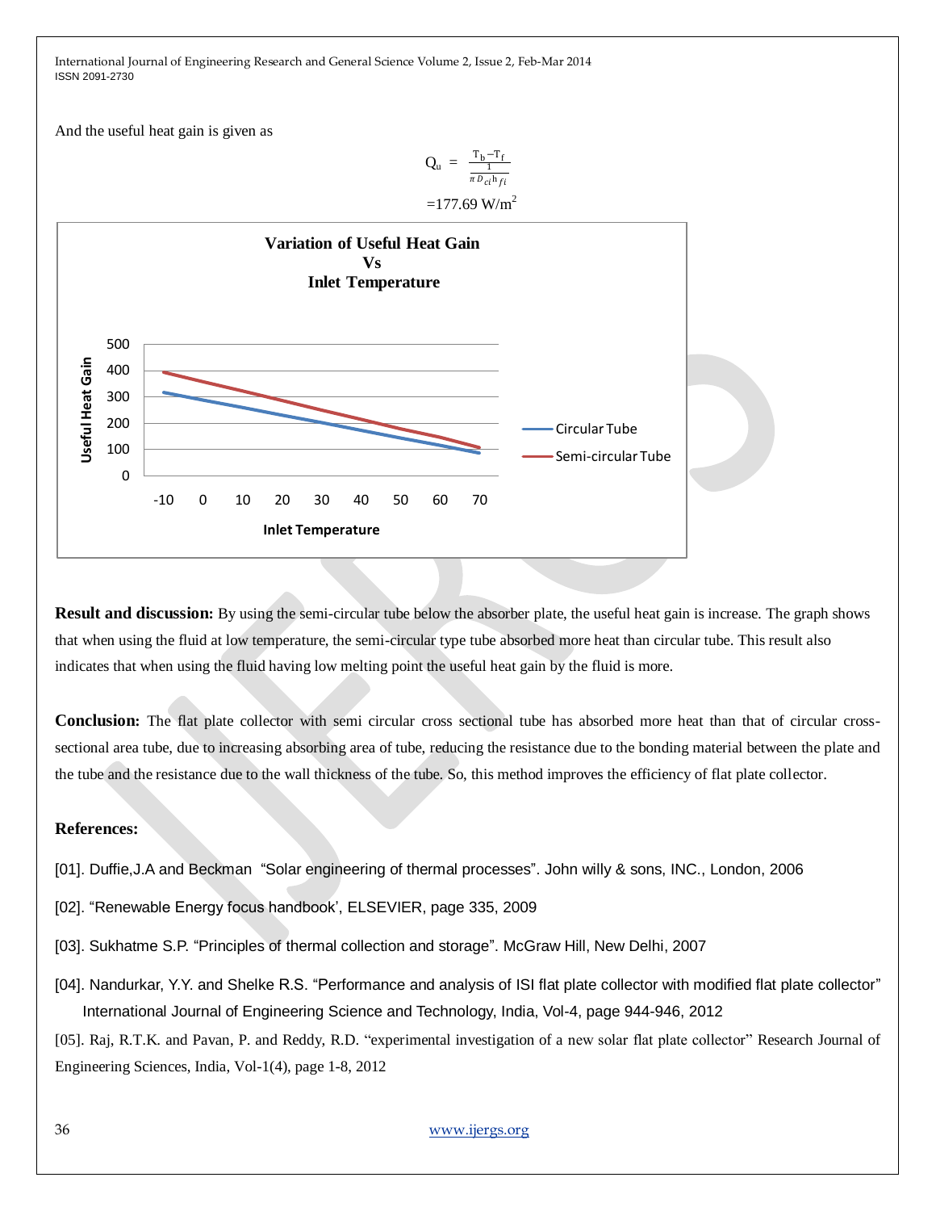And the useful heat gain is given as

$$Q_u = \frac{T_b - T_f}{\frac{1}{\pi D_{ci} h_{fi}}}$$

$$= 177.69 \text{ W/m}^2$$

**Result and discussion:** By using the semi-circular tube below the absorber plate, the useful heat gain is increase. The graph shows that when using the fluid at low temperature, the semi-circular type tube absorbed more heat than circular tube. This result also indicates that when using the fluid having low melting point the useful heat gain by the fluid is more.

**Conclusion:** The flat plate collector with semi circular cross sectional tube has absorbed more heat than that of circular cross-sectional area tube, due to increasing absorbing area of tube, reducing the resistance due to the bonding material between the plate and the tube and the resistance due to the wall thickness of the tube. So, this method improves the efficiency of flat plate collector.

## References:

[01]. Duffie,J.A and Beckman "Solar engineering of thermal processes". John willy & sons, INC., London, 2006

[02]. "Renewable Energy focus handbook', ELSEVIER, page 335, 2009

[03]. Sukhatme S.P. "Principles of thermal collection and storage". McGraw Hill, New Delhi, 2007

[04]. Nandurkar, Y.Y. and Shelke R.S. "Performance and analysis of ISI flat plate collector with modified flat plate collector" International Journal of Engineering Science and Technology, India, Vol-4, page 944-946, 2012

[05]. Raj, R.T.K. and Pavan, P. and Reddy, R.D. "experimental investigation of a new solar flat plate collector" Research Journal of Engineering Sciences, India, Vol-1(4), page 1-8, 2012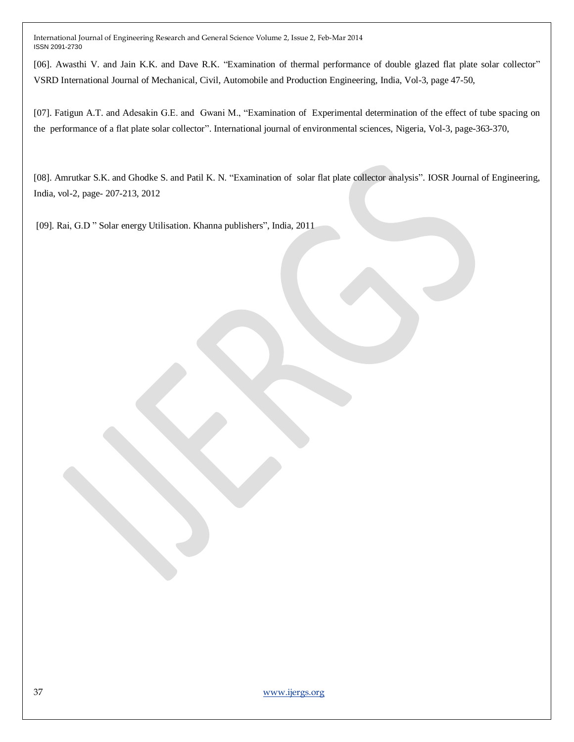[06]. Awasthi V. and Jain K.K. and Dave R.K. "Examination of thermal performance of double glazed flat plate solar collector" VSRD International Journal of Mechanical, Civil, Automobile and Production Engineering, India, Vol-3, page 47-50,

[07]. Fatigun A.T. and Adesakin G.E. and Gwani M., "Examination of Experimental determination of the effect of tube spacing on the performance of a flat plate solar collector". International journal of environmental sciences, Nigeria, Vol-3, page-363-370,

[08]. Amrutkar S.K. and Ghodke S. and Patil K. N. "Examination of solar flat plate collector analysis". IOSR Journal of Engineering, India, vol-2, page- 207-213, 2012

[09]. Rai, G.D " Solar energy Utilisation. Khanna publishers", India, 2011